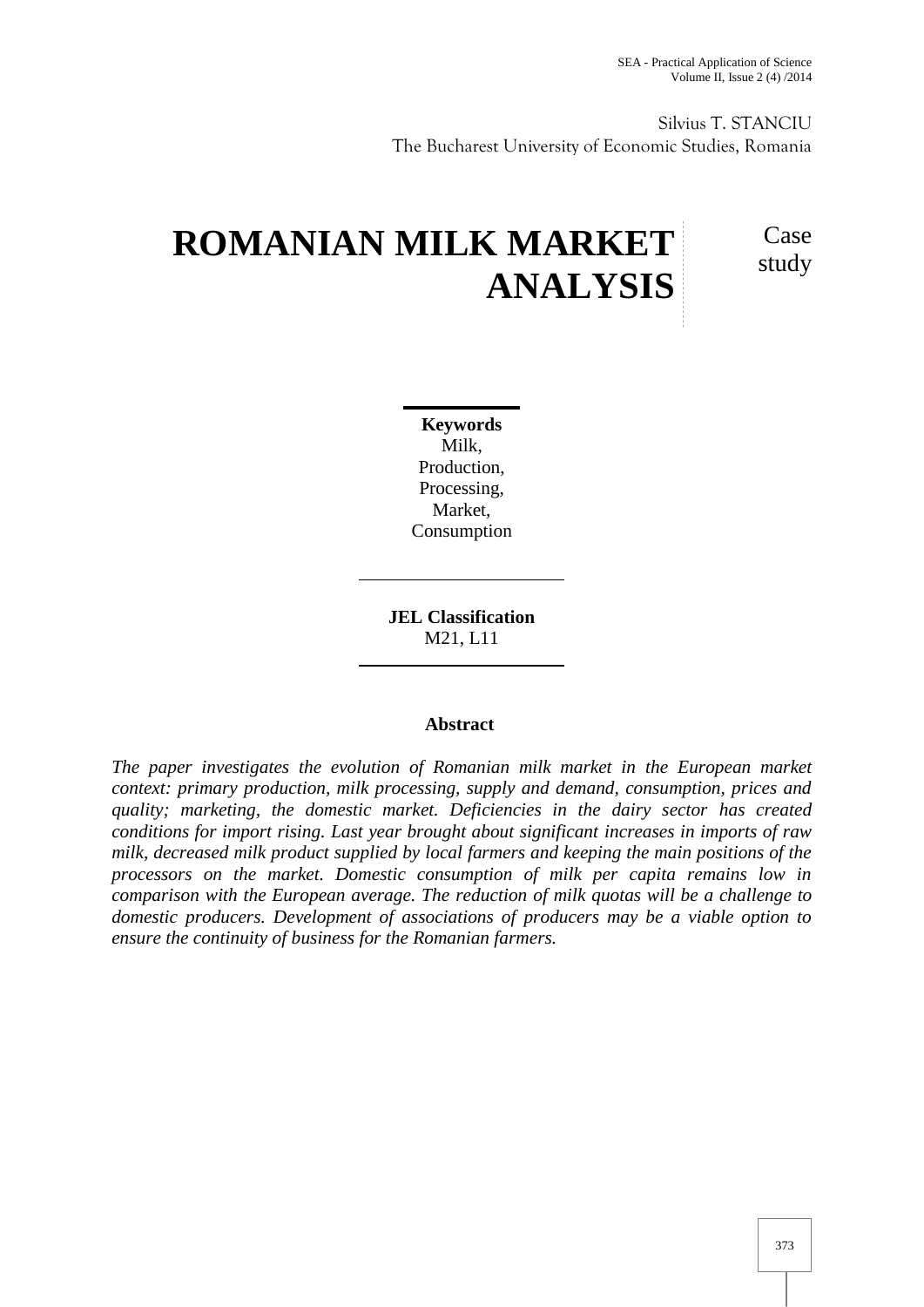Silvius T. STANCIU
The Bucharest University of Economic Studies, Romania

# ROMANIAN MILK MARKET ANALYSIS

Case study

**Keywords**
Milk,
Production,
Processing,
Market,
Consumption

**JEL Classification**
M21, L11

## Abstract

*The paper investigates the evolution of Romanian milk market in the European market context: primary production, milk processing, supply and demand, consumption, prices and quality; marketing, the domestic market. Deficiencies in the dairy sector has created conditions for import rising. Last year brought about significant increases in imports of raw milk, decreased milk product supplied by local farmers and keeping the main positions of the processors on the market. Domestic consumption of milk per capita remains low in comparison with the European average. The reduction of milk quotas will be a challenge to domestic producers. Development of associations of producers may be a viable option to ensure the continuity of business for the Romanian farmers.*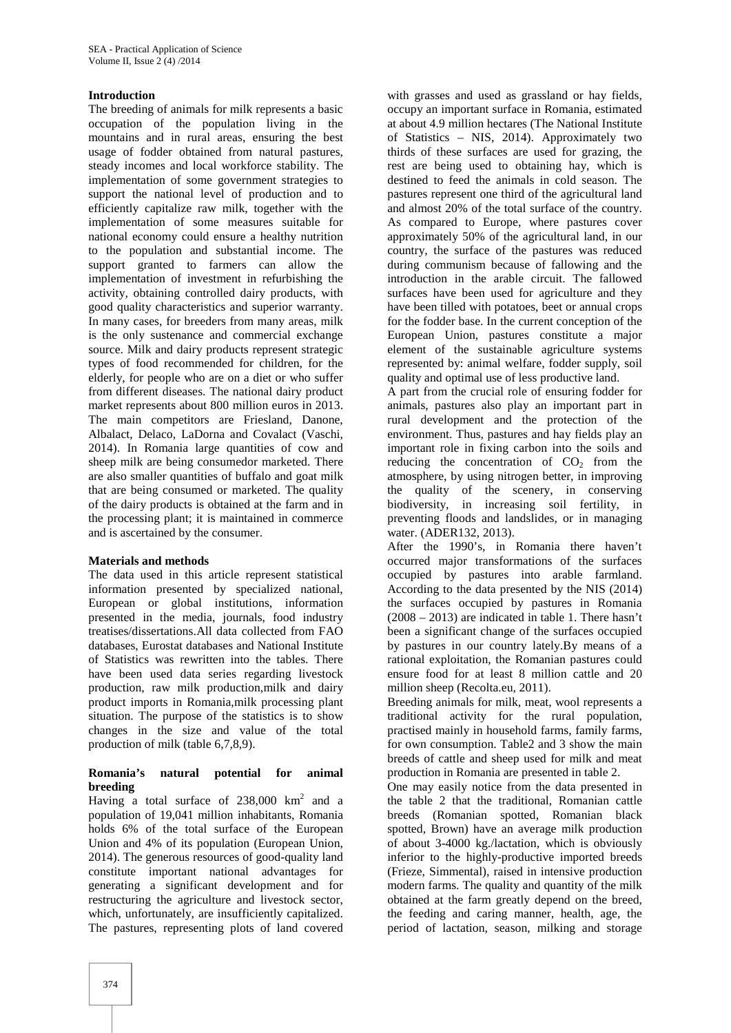**Introduction**

The breeding of animals for milk represents a basic occupation of the population living in the mountains and in rural areas, ensuring the best usage of fodder obtained from natural pastures, steady incomes and local workforce stability. The implementation of some government strategies to support the national level of production and to efficiently capitalize raw milk, together with the implementation of some measures suitable for national economy could ensure a healthy nutrition to the population and substantial income. The support granted to farmers can allow the implementation of investment in refurbishing the activity, obtaining controlled dairy products, with good quality characteristics and superior warranty. In many cases, for breeders from many areas, milk is the only sustenance and commercial exchange source. Milk and dairy products represent strategic types of food recommended for children, for the elderly, for people who are on a diet or who suffer from different diseases. The national dairy product market represents about 800 million euros in 2013. The main competitors are Friesland, Danone, Albalact, Delaco, LaDorna and Covalact (Vaschi, 2014). In Romania large quantities of cow and sheep milk are being consumedor marketed. There are also smaller quantities of buffalo and goat milk that are being consumed or marketed. The quality of the dairy products is obtained at the farm and in the processing plant; it is maintained in commerce and is ascertained by the consumer.

**Materials and methods**

The data used in this article represent statistical information presented by specialized national, European or global institutions, information presented in the media, journals, food industry treatises/dissertations.All data collected from FAO databases, Eurostat databases and National Institute of Statistics was rewritten into the tables. There have been used data series regarding livestock production, raw milk production,milk and dairy product imports in Romania,milk processing plant situation. The purpose of the statistics is to show changes in the size and value of the total production of milk (table 6,7,8,9).

**Romania's natural potential for animal breeding**

Having a total surface of 238,000 $km^2$ and a population of 19,041 million inhabitants, Romania holds 6% of the total surface of the European Union and 4% of its population (European Union, 2014). The generous resources of good-quality land constitute important national advantages for generating a significant development and for restructuring the agriculture and livestock sector, which, unfortunately, are insufficiently capitalized. The pastures, representing plots of land covered with grasses and used as grassland or hay fields, occupy an important surface in Romania, estimated at about 4.9 million hectares (The National Institute of Statistics – NIS, 2014). Approximately two thirds of these surfaces are used for grazing, the rest are being used to obtaining hay, which is destined to feed the animals in cold season. The pastures represent one third of the agricultural land and almost 20% of the total surface of the country. As compared to Europe, where pastures cover approximately 50% of the agricultural land, in our country, the surface of the pastures was reduced during communism because of fallowing and the introduction in the arable circuit. The fallowed surfaces have been used for agriculture and they have been tilled with potatoes, beet or annual crops for the fodder base. In the current conception of the European Union, pastures constitute a major element of the sustainable agriculture systems represented by: animal welfare, fodder supply, soil quality and optimal use of less productive land.

A part from the crucial role of ensuring fodder for animals, pastures also play an important part in rural development and the protection of the environment. Thus, pastures and hay fields play an important role in fixing carbon into the soils and reducing the concentration of $CO_2$ from the atmosphere, by using nitrogen better, in improving the quality of the scenery, in conserving biodiversity, in increasing soil fertility, in preventing floods and landslides, or in managing water. (ADER132, 2013).

After the 1990's, in Romania there haven't occurred major transformations of the surfaces occupied by pastures into arable farmland. According to the data presented by the NIS (2014) the surfaces occupied by pastures in Romania (2008 – 2013) are indicated in table 1. There hasn't been a significant change of the surfaces occupied by pastures in our country lately.By means of a rational exploitation, the Romanian pastures could ensure food for at least 8 million cattle and 20 million sheep (Recolta.eu, 2011).

Breeding animals for milk, meat, wool represents a traditional activity for the rural population, practised mainly in household farms, family farms, for own consumption. Table2 and 3 show the main breeds of cattle and sheep used for milk and meat production in Romania are presented in table 2.

One may easily notice from the data presented in the table 2 that the traditional, Romanian cattle breeds (Romanian spotted, Romanian black spotted, Brown) have an average milk production of about 3-4000 kg./lactation, which is obviously inferior to the highly-productive imported breeds (Frieze, Simmental), raised in intensive production modern farms. The quality and quantity of the milk obtained at the farm greatly depend on the breed, the feeding and caring manner, health, age, the period of lactation, season, milking and storage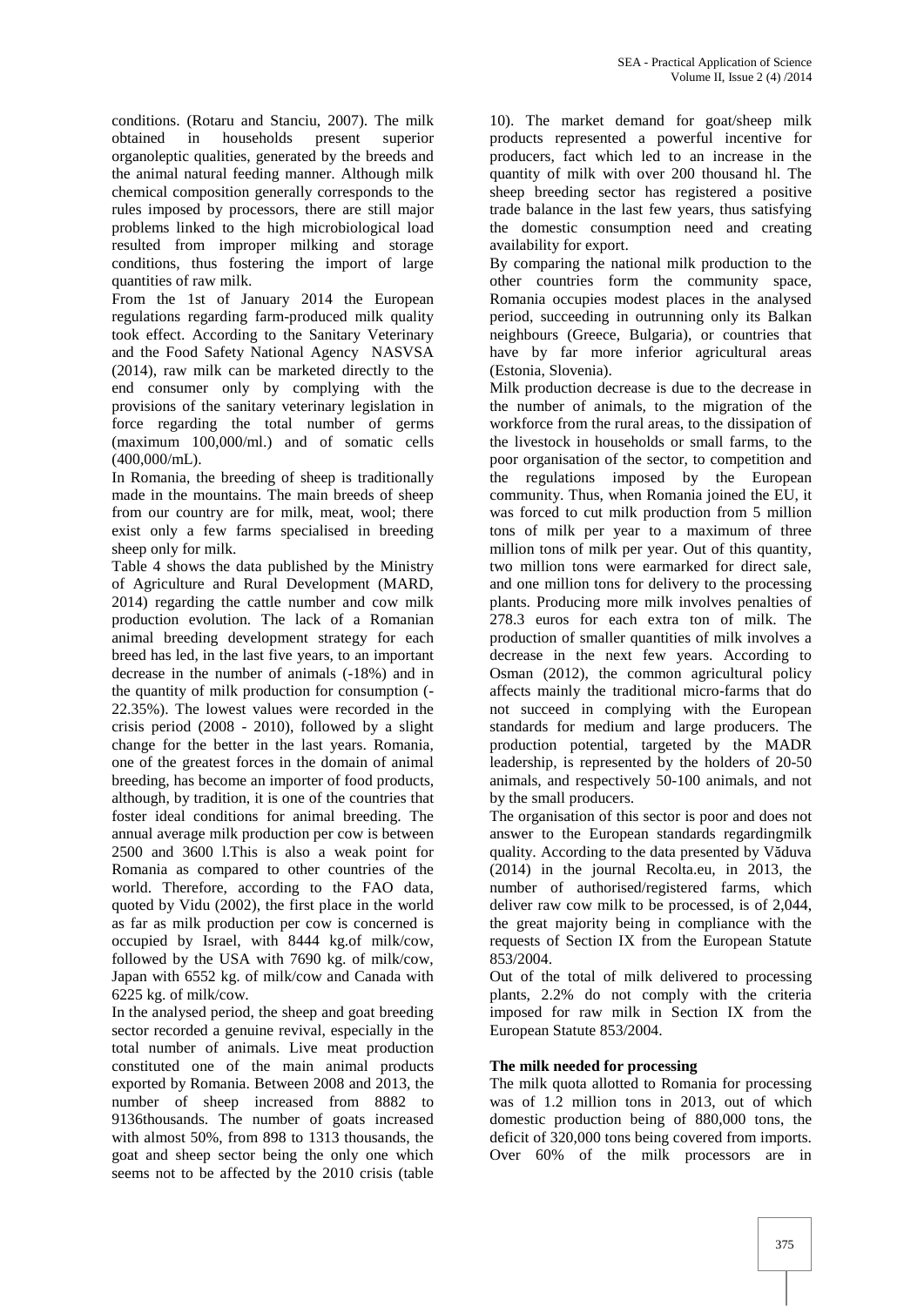conditions. (Rotaru and Stanciu, 2007). The milk obtained in households present superior organoleptic qualities, generated by the breeds and the animal natural feeding manner. Although milk chemical composition generally corresponds to the rules imposed by processors, there are still major problems linked to the high microbiological load resulted from improper milking and storage conditions, thus fostering the import of large quantities of raw milk.

From the 1st of January 2014 the European regulations regarding farm-produced milk quality took effect. According to the Sanitary Veterinary and the Food Safety National Agency NASVSA (2014), raw milk can be marketed directly to the end consumer only by complying with the provisions of the sanitary veterinary legislation in force regarding the total number of germs (maximum 100,000/ml.) and of somatic cells (400,000/mL).

In Romania, the breeding of sheep is traditionally made in the mountains. The main breeds of sheep from our country are for milk, meat, wool; there exist only a few farms specialised in breeding sheep only for milk.

Table 4 shows the data published by the Ministry of Agriculture and Rural Development (MARD, 2014) regarding the cattle number and cow milk production evolution. The lack of a Romanian animal breeding development strategy for each breed has led, in the last five years, to an important decrease in the number of animals (-18%) and in the quantity of milk production for consumption (-22.35%). The lowest values were recorded in the crisis period (2008 - 2010), followed by a slight change for the better in the last years. Romania, one of the greatest forces in the domain of animal breeding, has become an importer of food products, although, by tradition, it is one of the countries that foster ideal conditions for animal breeding. The annual average milk production per cow is between 2500 and 3600 l.This is also a weak point for Romania as compared to other countries of the world. Therefore, according to the FAO data, quoted by Vidu (2002), the first place in the world as far as milk production per cow is concerned is occupied by Israel, with 8444 kg.of milk/cow, followed by the USA with 7690 kg. of milk/cow, Japan with 6552 kg. of milk/cow and Canada with 6225 kg. of milk/cow.

In the analysed period, the sheep and goat breeding sector recorded a genuine revival, especially in the total number of animals. Live meat production constituted one of the main animal products exported by Romania. Between 2008 and 2013, the number of sheep increased from 8882 to 9136thousands. The number of goats increased with almost 50%, from 898 to 1313 thousands, the goat and sheep sector being the only one which seems not to be affected by the 2010 crisis (table 10). The market demand for goat/sheep milk products represented a powerful incentive for producers, fact which led to an increase in the quantity of milk with over 200 thousand hl. The sheep breeding sector has registered a positive trade balance in the last few years, thus satisfying the domestic consumption need and creating availability for export.

By comparing the national milk production to the other countries form the community space, Romania occupies modest places in the analysed period, succeeding in outrunning only its Balkan neighbours (Greece, Bulgaria), or countries that have by far more inferior agricultural areas (Estonia, Slovenia).

Milk production decrease is due to the decrease in the number of animals, to the migration of the workforce from the rural areas, to the dissipation of the livestock in households or small farms, to the poor organisation of the sector, to competition and the regulations imposed by the European community. Thus, when Romania joined the EU, it was forced to cut milk production from 5 million tons of milk per year to a maximum of three million tons of milk per year. Out of this quantity, two million tons were earmarked for direct sale, and one million tons for delivery to the processing plants. Producing more milk involves penalties of 278.3 euros for each extra ton of milk. The production of smaller quantities of milk involves a decrease in the next few years. According to Osman (2012), the common agricultural policy affects mainly the traditional micro-farms that do not succeed in complying with the European standards for medium and large producers. The production potential, targeted by the MADR leadership, is represented by the holders of 20-50 animals, and respectively 50-100 animals, and not by the small producers.

The organisation of this sector is poor and does not answer to the European standards regardingmilk quality. According to the data presented by Văduva (2014) in the journal Recolta.eu, in 2013, the number of authorised/registered farms, which deliver raw cow milk to be processed, is of 2,044, the great majority being in compliance with the requests of Section IX from the European Statute 853/2004.

Out of the total of milk delivered to processing plants, 2.2% do not comply with the criteria imposed for raw milk in Section IX from the European Statute 853/2004.

**The milk needed for processing**

The milk quota allotted to Romania for processing was of 1.2 million tons in 2013, out of which domestic production being of 880,000 tons, the deficit of 320,000 tons being covered from imports. Over 60% of the milk processors are in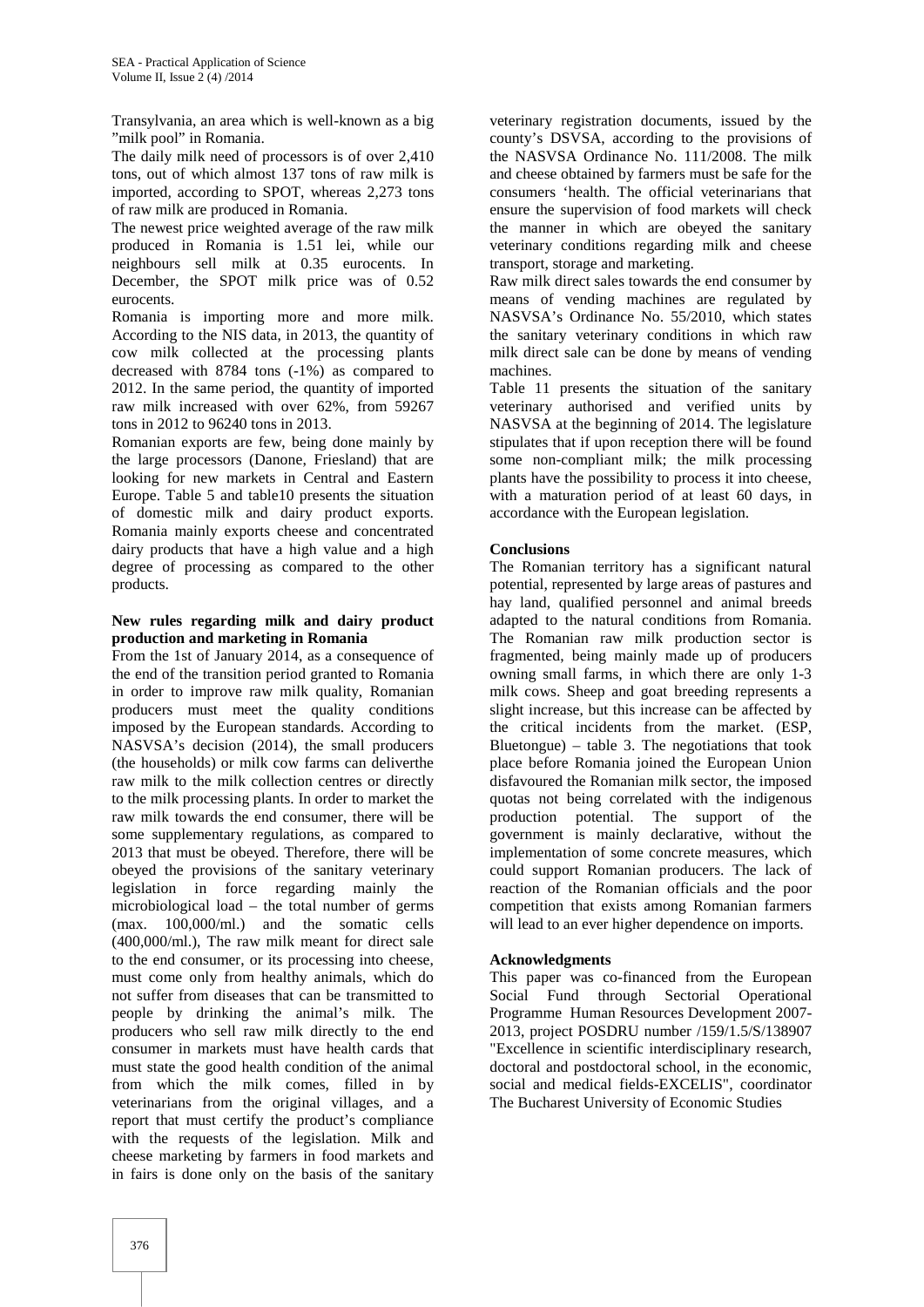Transylvania, an area which is well-known as a big "milk pool" in Romania.

The daily milk need of processors is of over 2,410 tons, out of which almost 137 tons of raw milk is imported, according to SPOT, whereas 2,273 tons of raw milk are produced in Romania.

The newest price weighted average of the raw milk produced in Romania is 1.51 lei, while our neighbours sell milk at 0.35 eurocents. In December, the SPOT milk price was of 0.52 eurocents.

Romania is importing more and more milk. According to the NIS data, in 2013, the quantity of cow milk collected at the processing plants decreased with 8784 tons (-1%) as compared to 2012. In the same period, the quantity of imported raw milk increased with over 62%, from 59267 tons in 2012 to 96240 tons in 2013.

Romanian exports are few, being done mainly by the large processors (Danone, Friesland) that are looking for new markets in Central and Eastern Europe. Table 5 and table10 presents the situation of domestic milk and dairy product exports. Romania mainly exports cheese and concentrated dairy products that have a high value and a high degree of processing as compared to the other products.

### New rules regarding milk and dairy product production and marketing in Romania

From the 1st of January 2014, as a consequence of the end of the transition period granted to Romania in order to improve raw milk quality, Romanian producers must meet the quality conditions imposed by the European standards. According to NASVSA's decision (2014), the small producers (the households) or milk cow farms can deliverthe raw milk to the milk collection centres or directly to the milk processing plants. In order to market the raw milk towards the end consumer, there will be some supplementary regulations, as compared to 2013 that must be obeyed. Therefore, there will be obeyed the provisions of the sanitary veterinary legislation in force regarding mainly the microbiological load – the total number of germs (max. 100,000/ml.) and the somatic cells (400,000/ml.), The raw milk meant for direct sale to the end consumer, or its processing into cheese, must come only from healthy animals, which do not suffer from diseases that can be transmitted to people by drinking the animal's milk. The producers who sell raw milk directly to the end consumer in markets must have health cards that must state the good health condition of the animal from which the milk comes, filled in by veterinarians from the original villages, and a report that must certify the product's compliance with the requests of the legislation. Milk and cheese marketing by farmers in food markets and in fairs is done only on the basis of the sanitary veterinary registration documents, issued by the county's DSVSA, according to the provisions of the NASVSA Ordinance No. 111/2008. The milk and cheese obtained by farmers must be safe for the consumers 'health. The official veterinarians that ensure the supervision of food markets will check the manner in which are obeyed the sanitary veterinary conditions regarding milk and cheese transport, storage and marketing.

Raw milk direct sales towards the end consumer by means of vending machines are regulated by NASVSA's Ordinance No. 55/2010, which states the sanitary veterinary conditions in which raw milk direct sale can be done by means of vending machines.

Table 11 presents the situation of the sanitary veterinary authorised and verified units by NASVSA at the beginning of 2014. The legislature stipulates that if upon reception there will be found some non-compliant milk; the milk processing plants have the possibility to process it into cheese, with a maturation period of at least 60 days, in accordance with the European legislation.

### Conclusions

The Romanian territory has a significant natural potential, represented by large areas of pastures and hay land, qualified personnel and animal breeds adapted to the natural conditions from Romania. The Romanian raw milk production sector is fragmented, being mainly made up of producers owning small farms, in which there are only 1-3 milk cows. Sheep and goat breeding represents a slight increase, but this increase can be affected by the critical incidents from the market. (ESP, Bluetongue) – table 3. The negotiations that took place before Romania joined the European Union disfavoured the Romanian milk sector, the imposed quotas not being correlated with the indigenous production potential. The support of the government is mainly declarative, without the implementation of some concrete measures, which could support Romanian producers. The lack of reaction of the Romanian officials and the poor competition that exists among Romanian farmers will lead to an ever higher dependence on imports.

### Acknowledgments

This paper was co-financed from the European Social Fund through Sectorial Operational Programme Human Resources Development 2007-2013, project POSDRU number /159/1.5/S/138907 "Excellence in scientific interdisciplinary research, doctoral and postdoctoral school, in the economic, social and medical fields-EXCELIS", coordinator The Bucharest University of Economic Studies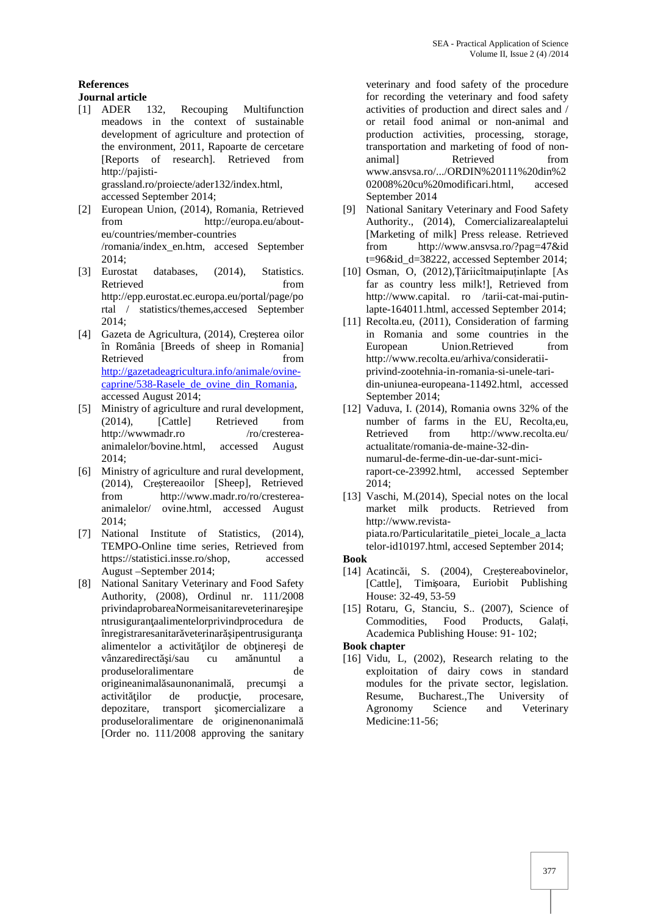## References

### Journal article

[1] ADER 132, Recouping Multifunction meadows in the context of sustainable development of agriculture and protection of the environment, 2011, Rapoarte de cercetare [Reports of research]. Retrieved from http://pajisti-grassland.ro/proiecte/ader132/index.html, accessed September 2014;

[2] European Union, (2014), Romania, Retrieved from http://europa.eu/about-eu/countries/member-countries /romania/index_en.htm, accesed September 2014;

[3] Eurostat databases, (2014), Statistics. Retrieved from http://epp.eurostat.ec.europa.eu/portal/page/portal / statistics/themes,accesed September 2014;

[4] Gazeta de Agricultura, (2014), Creșterea oilor în România [Breeds of sheep in Romania] Retrieved from http://gazetadeagricultura.info/animale/ovine-caprine/538-Rasele_de_ovine_din_Romania, accessed August 2014;

[5] Ministry of agriculture and rural development, (2014), [Cattle] Retrieved from http://wwwmadr.ro /ro/cresterea-animalelor/bovine.html, accessed August 2014;

[6] Ministry of agriculture and rural development, (2014), Creștereaoilor [Sheep], Retrieved from http://www.madr.ro/ro/cresterea-animalelor/ ovine.html, accessed August 2014;

[7] National Institute of Statistics, (2014), TEMPO-Online time series, Retrieved from https://statistici.insse.ro/shop, accessed August –September 2014;

[8] National Sanitary Veterinary and Food Safety Authority, (2008), Ordinul nr. 111/2008 privindaprobareaNormeisanitareveterinareşipentrusiguranţaalimentelorprivindprocedura de înregistraresanitarăveterinarăşipentrusiguranţa alimentelor a activităţilor de obţinereşi de vânzaredirectăşi/sau cu amănuntul a produseloralimentare de origineanimalăsaunonanimală, precumşi a activităţilor de producţie, procesare, depozitare, transport şicomercializare a produseloralimentare de originenonanimală [Order no. 111/2008 approving the sanitary veterinary and food safety of the procedure for recording the veterinary and food safety activities of production and direct sales and / or retail food animal or non-animal and production activities, processing, storage, transportation and marketing of food of non-animal] Retrieved from www.ansvsa.ro/.../ORDIN%20111%20din%202008%20cu%20modificari.html, accesed September 2014

[9] National Sanitary Veterinary and Food Safety Authority., (2014), Comercializarealaptelui [Marketing of milk] Press release. Retrieved from http://www.ansvsa.ro/?pag=47&id t=96&id_d=38222, accessed September 2014;

[10] Osman, O, (2012),Țăriicîtmaipuținlapte [As far as country less milk!], Retrieved from http://www.capital. ro /tarii-cat-mai-putin-lapte-164011.html, accessed September 2014;

[11] Recolta.eu, (2011), Consideration of farming in Romania and some countries in the European Union.Retrieved from http://www.recolta.eu/arhiva/consideratii-privind-zootehnia-in-romania-si-unele-tari-din-uniunea-europeana-11492.html, accessed September 2014;

[12] Vaduva, I. (2014), Romania owns 32% of the number of farms in the EU, Recolta,eu, Retrieved from http://www.recolta.eu/ actualitate/romania-de-maine-32-din-numarul-de-ferme-din-ue-dar-sunt-mici-raport-ce-23992.html, accessed September 2014;

[13] Vaschi, M.(2014), Special notes on the local market milk products. Retrieved from http://www.revista-piata.ro/Particularitatile_pietei_locale_a_lactatelor-id10197.html, accesed September 2014;

### Book

[14] Acatincăi, S. (2004), Creștereabovinelor, [Cattle], Timişoara, Euriobit Publishing House: 32-49, 53-59

[15] Rotaru, G, Stanciu, S.. (2007), Science of Commodities, Food Products, Galați, Academica Publishing House: 91- 102;

### Book chapter

[16] Vidu, L, (2002), Research relating to the exploitation of dairy cows in standard modules for the private sector, legislation. Resume, Bucharest.,The University of Agronomy Science and Veterinary Medicine:11-56;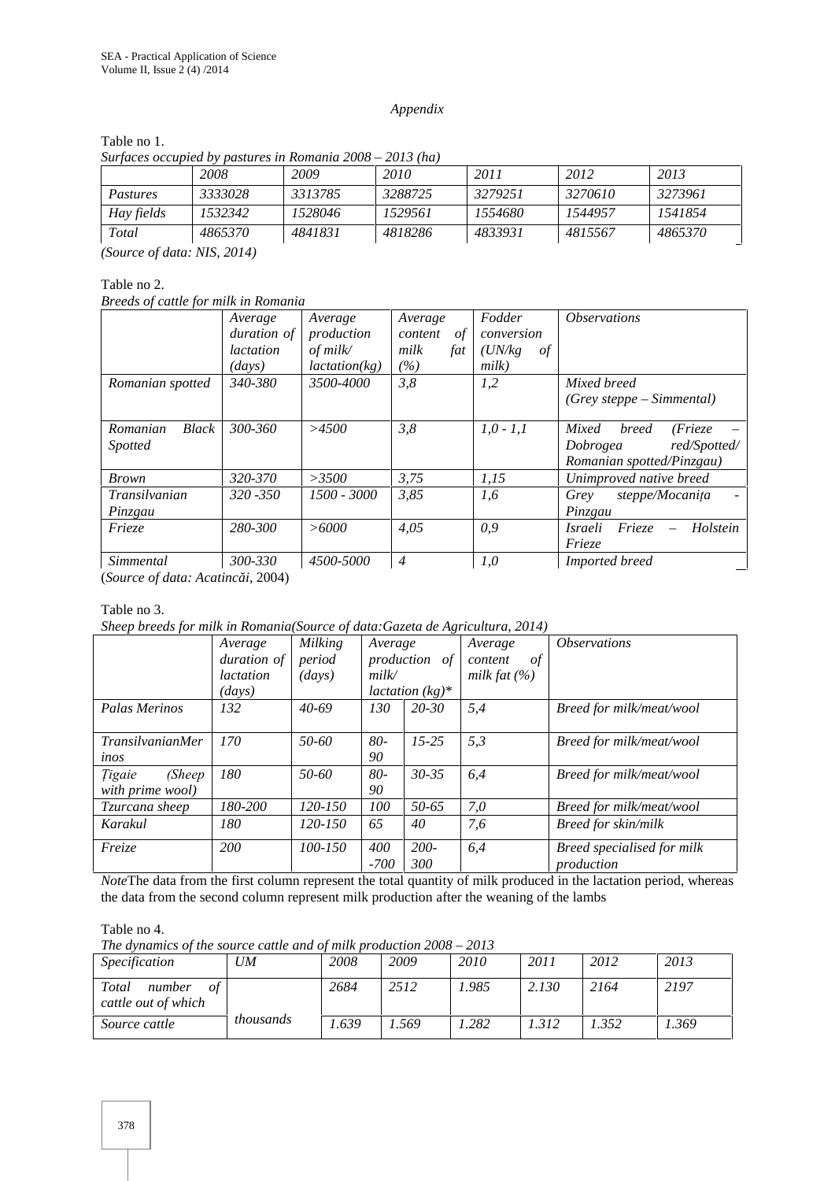*Appendix*

Table no 1.

*Surfaces occupied by pastures in Romania 2008 – 2013 (ha)*

| | 2008 | 2009 | 2010 | 2011 | 2012 | 2013 |
|---|---|---|---|---|---|---|
| *Pastures* | 3333028 | 3313785 | 3288725 | 3279251 | 3270610 | 3273961 |
| *Hay fields* | 1532342 | 1528046 | 1529561 | 1554680 | 1544957 | 1541854 |
| *Total* | 4865370 | 4841831 | 4818286 | 4833931 | 4815567 | 4865370 |

*(Source of data: NIS, 2014)*

Table no 2.

*Breeds of cattle for milk in Romania*

| | *Average duration of lactation (days)* | *Average production of milk/ lactation(kg)* | *Average content of milk fat (%)* | *Fodder conversion (UN/kg of milk)* | *Observations* |
|---|---|---|---|---|---|
| *Romanian spotted* | 340-380 | 3500-4000 | 3,8 | 1,2 | *Mixed breed (Grey steppe – Simmental)* |
| *Romanian Black Spotted* | 300-360 | >4500 | 3,8 | 1,0 - 1,1 | *Mixed breed (Frieze – Dobrogea red/Spotted/ Romanian spotted/Pinzgau)* |
| *Brown* | 320-370 | >3500 | 3,75 | 1,15 | *Unimproved native breed* |
| *Transilvanian Pinzgau* | 320 -350 | 1500 - 3000 | 3,85 | 1,6 | *Grey steppe/Mocanița - Pinzgau* |
| *Frieze* | 280-300 | >6000 | 4,05 | 0,9 | *Israeli Frieze – Holstein Frieze* |
| *Simmental* | 300-330 | 4500-5000 | 4 | 1,0 | *Imported breed* |

(*Source of data: Acatincăi*, 2004)

Table no 3.

*Sheep breeds for milk in Romania(Source of data:Gazeta de Agricultura, 2014)*

| | *Average duration of lactation (days)* | *Milking period (days)* | *Average production of milk/ lactation (kg)** | | *Average content of milk fat (%)* | *Observations* |
|---|---|---|---|---|---|---|
| *Palas Merinos* | 132 | 40-69 | 130 | 20-30 | 5,4 | *Breed for milk/meat/wool* |
| *TransilvanianMerinos* | 170 | 50-60 | 80-90 | 15-25 | 5,3 | *Breed for milk/meat/wool* |
| *Țigaie (Sheep with prime wool)* | 180 | 50-60 | 80-90 | 30-35 | 6,4 | *Breed for milk/meat/wool* |
| *Tzurcana sheep* | 180-200 | 120-150 | 100 | 50-65 | 7,0 | *Breed for milk/meat/wool* |
| *Karakul* | 180 | 120-150 | 65 | 40 | 7,6 | *Breed for skin/milk* |
| *Freize* | 200 | 100-150 | 400 -700 | 200-300 | 6,4 | *Breed specialised for milk production* |

*Note*The data from the first column represent the total quantity of milk produced in the lactation period, whereas the data from the second column represent milk production after the weaning of the lambs

Table no 4.

*The dynamics of the source cattle and of milk production 2008 – 2013*

| *Specification* | *UM* | *2008* | *2009* | *2010* | *2011* | *2012* | *2013* |
|---|---|---|---|---|---|---|---|
| *Total number of cattle out of which* | *thousands* | *2684* | *2512* | *1.985* | *2.130* | *2164* | *2197* |
| *Source cattle* | | *1.639* | *1.569* | *1.282* | *1.312* | *1.352* | *1.369* |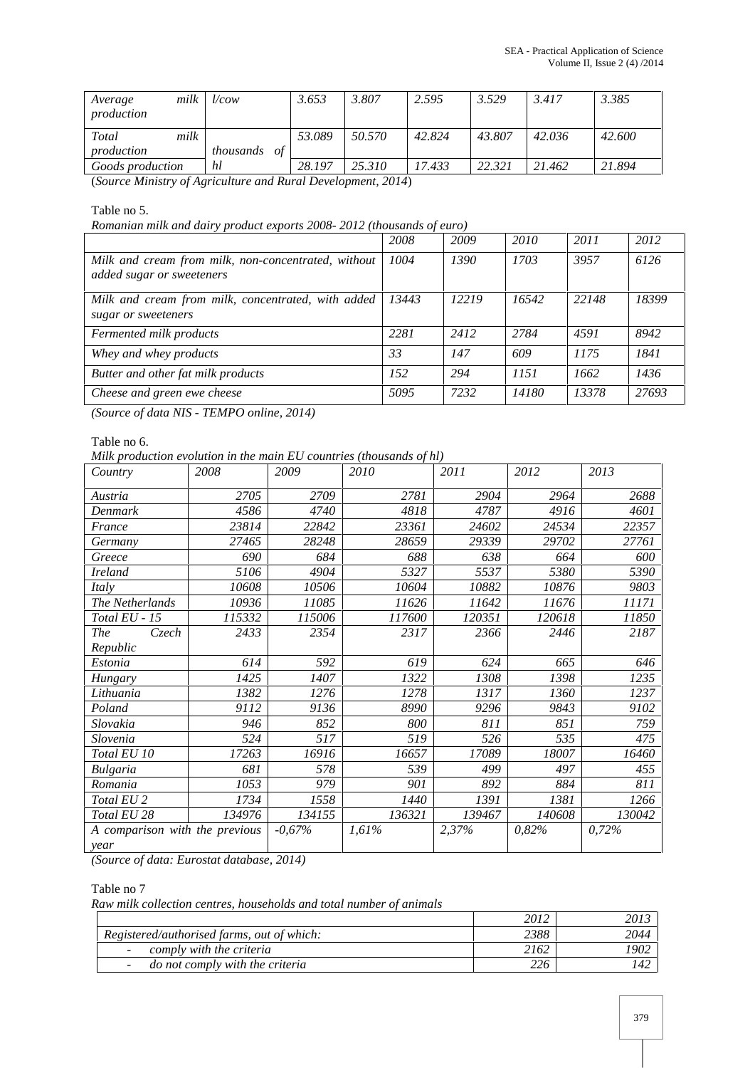| *Average milk production* | *l/cow* | *3.653* | *3.807* | *2.595* | *3.529* | *3.417* | *3.385* |
|---|---|---|---|---|---|---|---|
| *Total milk production* | *thousands of hl* | *53.089* | *50.570* | *42.824* | *43.807* | *42.036* | *42.600* |
| *Goods production* | | *28.197* | *25.310* | *17.433* | *22.321* | *21.462* | *21.894* |

(*Source Ministry of Agriculture and Rural Development, 2014*)

Table no 5.

*Romanian milk and dairy product exports 2008- 2012 (thousands of euro)*

| | *2008* | *2009* | *2010* | *2011* | *2012* |
|---|---|---|---|---|---|
| *Milk and cream from milk, non-concentrated, without added sugar or sweeteners* | *1004* | *1390* | *1703* | *3957* | *6126* |
| *Milk and cream from milk, concentrated, with added sugar or sweeteners* | *13443* | *12219* | *16542* | *22148* | *18399* |
| *Fermented milk products* | *2281* | *2412* | *2784* | *4591* | *8942* |
| *Whey and whey products* | *33* | *147* | *609* | *1175* | *1841* |
| *Butter and other fat milk products* | *152* | *294* | *1151* | *1662* | *1436* |
| *Cheese and green ewe cheese* | *5095* | *7232* | *14180* | *13378* | *27693* |

*(Source of data NIS - TEMPO online, 2014)*

Table no 6.

*Milk production evolution in the main EU countries (thousands of hl)*

| *Country* | *2008* | *2009* | *2010* | *2011* | *2012* | *2013* |
|---|---|---|---|---|---|---|
| *Austria* | *2705* | *2709* | *2781* | *2904* | *2964* | *2688* |
| *Denmark* | *4586* | *4740* | *4818* | *4787* | *4916* | *4601* |
| *France* | *23814* | *22842* | *23361* | *24602* | *24534* | *22357* |
| *Germany* | *27465* | *28248* | *28659* | *29339* | *29702* | *27761* |
| *Greece* | *690* | *684* | *688* | *638* | *664* | *600* |
| *Ireland* | *5106* | *4904* | *5327* | *5537* | *5380* | *5390* |
| *Italy* | *10608* | *10506* | *10604* | *10882* | *10876* | *9803* |
| *The Netherlands* | *10936* | *11085* | *11626* | *11642* | *11676* | *11171* |
| *Total EU - 15* | *115332* | *115006* | *117600* | *120351* | *120618* | *11850* |
| *The Czech Republic* | *2433* | *2354* | *2317* | *2366* | *2446* | *2187* |
| *Estonia* | *614* | *592* | *619* | *624* | *665* | *646* |
| *Hungary* | *1425* | *1407* | *1322* | *1308* | *1398* | *1235* |
| *Lithuania* | *1382* | *1276* | *1278* | *1317* | *1360* | *1237* |
| *Poland* | *9112* | *9136* | *8990* | *9296* | *9843* | *9102* |
| *Slovakia* | *946* | *852* | *800* | *811* | *851* | *759* |
| *Slovenia* | *524* | *517* | *519* | *526* | *535* | *475* |
| *Total EU 10* | *17263* | *16916* | *16657* | *17089* | *18007* | *16460* |
| *Bulgaria* | *681* | *578* | *539* | *499* | *497* | *455* |
| *Romania* | *1053* | *979* | *901* | *892* | *884* | *811* |
| *Total EU 2* | *1734* | *1558* | *1440* | *1391* | *1381* | *1266* |
| *Total EU 28* | *134976* | *134155* | *136321* | *139467* | *140608* | *130042* |
| *A comparison with the previous year* | | *-0,67%* | *1,61%* | *2,37%* | *0,82%* | *0,72%* |

*(Source of data: Eurostat database, 2014)*

Table no 7

*Raw milk collection centres, households and total number of animals*

| | *2012* | *2013* |
|---|---|---|
| *Registered/authorised farms, out of which:* | *2388* | *2044* |
| - *comply with the criteria* | *2162* | *1902* |
| - *do not comply with the criteria* | *226* | *142* |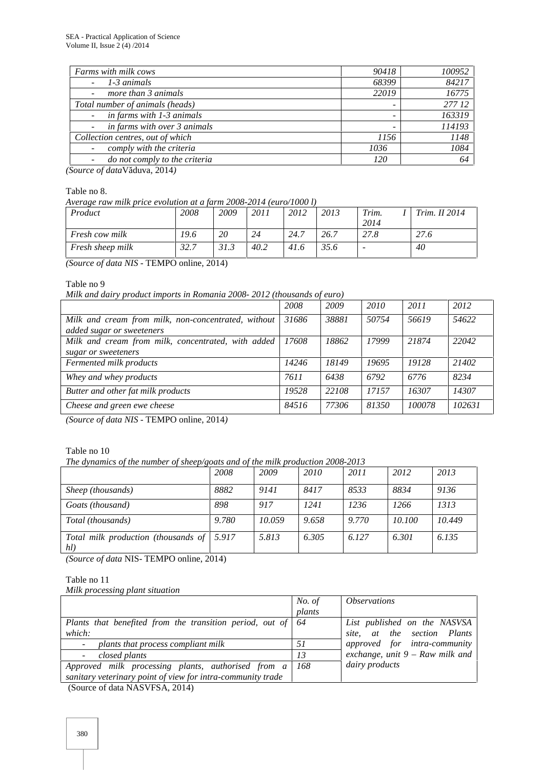| | | |
|---|---|---|
| *Farms with milk cows* | *90418* | *100952* |
| - *1-3 animals* | *68399* | *84217* |
| - *more than 3 animals* | *22019* | *16775* |
| *Total number of animals (heads)* | - | *277 12* |
| - *in farms with 1-3 animals* | - | *163319* |
| - *in farms with over 3 animals* | - | *114193* |
| *Collection centres, out of which* | *1156* | *1148* |
| - *comply with the criteria* | *1036* | *1084* |
| - *do not comply to the criteria* | *120* | *64* |

*(Source of data*Văduva, 2014*)*

Table no 8.

*Average raw milk price evolution at a farm 2008-2014 (euro/1000 l)*

| *Product* | *2008* | *2009* | *2011* | *2012* | *2013* | *Trim. I 2014* | *Trim. II 2014* |
|---|---|---|---|---|---|---|---|
| *Fresh cow milk* | *19.6* | *20* | *24* | *24.7* | *26.7* | *27.8* | *27.6* |
| *Fresh sheep milk* | *32.7* | *31.3* | *40.2* | *41.6* | *35.6* | - | *40* |

*(Source of data NIS* - TEMPO online, 2014)

Table no 9

*Milk and dairy product imports in Romania 2008- 2012 (thousands of euro)*

| | *2008* | *2009* | *2010* | *2011* | *2012* |
|---|---|---|---|---|---|
| *Milk and cream from milk, non-concentrated, without added sugar or sweeteners* | *31686* | *38881* | *50754* | *56619* | *54622* |
| *Milk and cream from milk, concentrated, with added sugar or sweeteners* | *17608* | *18862* | *17999* | *21874* | *22042* |
| *Fermented milk products* | *14246* | *18149* | *19695* | *19128* | *21402* |
| *Whey and whey products* | *7611* | *6438* | *6792* | *6776* | *8234* |
| *Butter and other fat milk products* | *19528* | *22108* | *17157* | *16307* | *14307* |
| *Cheese and green ewe cheese* | *84516* | *77306* | *81350* | *100078* | *102631* |

*(Source of data NIS* - TEMPO online, 2014*)*

Table no 10

*The dynamics of the number of sheep/goats and of the milk production 2008-2013*

| | *2008* | *2009* | *2010* | *2011* | *2012* | *2013* |
|---|---|---|---|---|---|---|
| *Sheep (thousands)* | *8882* | *9141* | *8417* | *8533* | *8834* | *9136* |
| *Goats (thousand)* | *898* | *917* | *1241* | *1236* | *1266* | *1313* |
| *Total (thousands)* | *9.780* | *10.059* | *9.658* | *9.770* | *10.100* | *10.449* |
| *Total milk production (thousands of hl)* | *5.917* | *5.813* | *6.305* | *6.127* | *6.301* | *6.135* |

*(Source of data* NIS- TEMPO online, 2014)

Table no 11

*Milk processing plant situation*

| | *No. of plants* | *Observations* |
|---|---|---|
| *Plants that benefited from the transition period, out of which:* | *64* | *List published on the NASVSA site, at the section Plants approved for intra-community exchange, unit 9 – Raw milk and dairy products* |
| - *plants that process compliant milk* | *51* | |
| - *closed plants* | *13* | |
| *Approved milk processing plants, authorised from a sanitary veterinary point of view for intra-community trade* | *168* | |

(Source of data NASVFSA, 2014)